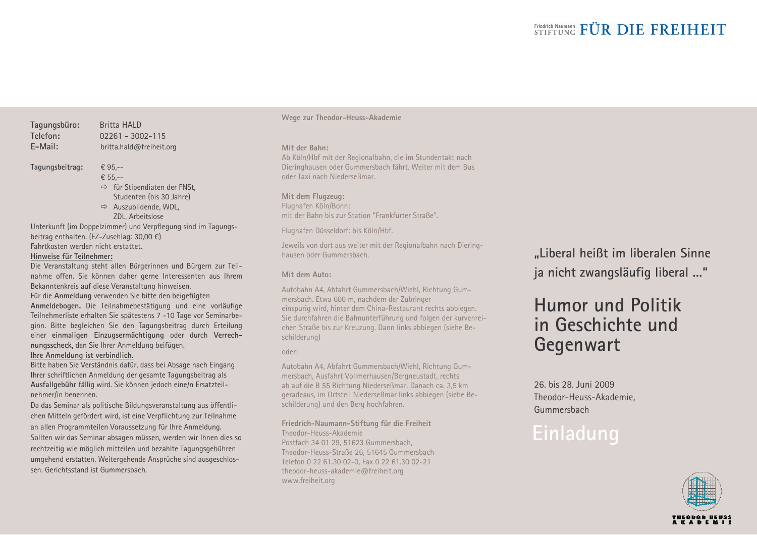Friedrich Naumann STIFTUNG **FÜR DIE FREIHEIT**

**Tagungsbüro:** Britta HALD
**Telefon:** 02261 - 3002-115
**E-Mail:** britta.hald@freiheit.org

**Tagungsbeitrag:** € 95,--
€ 55,--
⇨ für Stipendiaten der FNSt, Studenten (bis 30 Jahre)
⇨ Auszubildende, WDL, ZDL, Arbeitslose

Unterkunft (im Doppelzimmer) und Verpflegung sind im Tagungsbeitrag enthalten. (EZ-Zuschlag: 30,00 €)
Fahrtkosten werden nicht erstattet.

**Hinweise für Teilnehmer:**

Die Veranstaltung steht allen Bürgerinnen und Bürgern zur Teilnahme offen. Sie können daher gerne Interessenten aus Ihrem Bekanntenkreis auf diese Veranstaltung hinweisen.
Für die **Anmeldung** verwenden Sie bitte den beigefügten **Anmeldebogen.** Die Teilnahmebestätigung und eine vorläufige Teilnehmerliste erhalten Sie spätestens 7 -10 Tage vor Seminarbeginn. Bitte begleichen Sie den Tagungsbeitrag durch Erteilung einer **einmaligen Einzugsermächtigung** oder durch **Verrechnungsscheck**, den Sie Ihrer Anmeldung beifügen.

**Ihre Anmeldung ist verbindlich.**

Bitte haben Sie Verständnis dafür, dass bei Absage nach Eingang Ihrer schriftlichen Anmeldung der gesamte Tagungsbeitrag als **Ausfallgebühr** fällig wird. Sie können jedoch eine/n Ersatzteilnehmer/in benennen.
Da das Seminar als politische Bildungsveranstaltung aus öffentlichen Mitteln gefördert wird, ist eine Verpflichtung zur Teilnahme an allen Programmteilen Voraussetzung für Ihre Anmeldung.
Sollten wir das Seminar absagen müssen, werden wir Ihnen dies so rechtzeitig wie möglich mitteilen und bezahlte Tagungsgebühren umgehend erstatten. Weitergehende Ansprüche sind ausgeschlossen. Gerichtsstand ist Gummersbach.

**Wege zur Theodor-Heuss-Akademie**

**Mit der Bahn:**
Ab Köln/Hbf mit der Regionalbahn, die im Stundentakt nach Dieringhausen oder Gummersbach fährt. Weiter mit dem Bus oder Taxi nach Niederseßmar.

**Mit dem Flugzeug:**
Flughafen Köln/Bonn:
mit der Bahn bis zur Station "Frankfurter Straße".

Flughafen Düsseldorf: bis Köln/Hbf.

Jeweils von dort aus weiter mit der Regionalbahn nach Dieringhausen oder Gummersbach.

**Mit dem Auto:**

Autobahn A4, Abfahrt Gummersbach/Wiehl, Richtung Gummersbach. Etwa 600 m, nachdem der Zubringer einspurig wird, hinter dem China-Restaurant rechts abbiegen. Sie durchfahren die Bahnunterführung und folgen der kurvenreichen Straße bis zur Kreuzung. Dann links abbiegen (siehe Beschilderung)

oder:

Autobahn A4, Abfahrt Gummersbach/Wiehl, Richtung Gummersbach, Ausfahrt Vollmerhausen/Bergneustadt, rechts ab auf die B 55 Richtung Niederseßmar. Danach ca. 3,5 km geradeaus, im Ortsteil Niederseßmar links abbiegen (siehe Beschilderung) und den Berg hochfahren.

**Friedrich-Naumann-Stiftung für die Freiheit**
Theodor-Heuss-Akademie
Postfach 34 01 29, 51623 Gummersbach,
Theodor-Heuss-Straße 26, 51645 Gummersbach
Telefon 0 22 61.30 02-0, Fax 0 22 61.30 02-21
theodor-heuss-akademie@freiheit.org
www.freiheit.org

## „Liberal heißt im liberalen Sinne ja nicht zwangsläufig liberal ..."

# Humor und Politik in Geschichte und Gegenwart

26. bis 28. Juni 2009
Theodor-Heuss-Akademie,
Gummersbach

## Einladung

THEODOR HEUSS AKADEMIE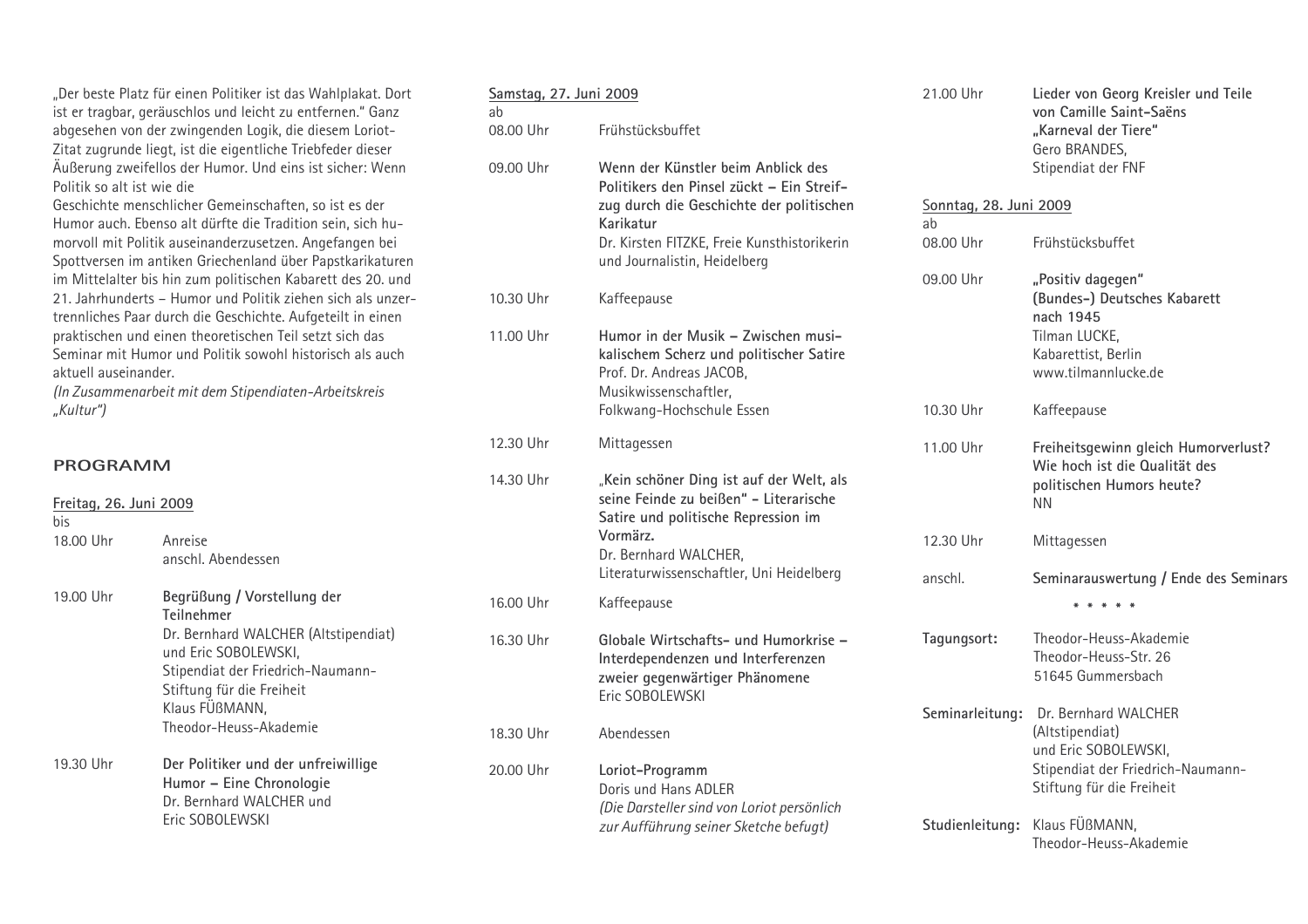„Der beste Platz für einen Politiker ist das Wahlplakat. Dort ist er tragbar, geräuschlos und leicht zu entfernen." Ganz abgesehen von der zwingenden Logik, die diesem Loriot-Zitat zugrunde liegt, ist die eigentliche Triebfeder dieser Äußerung zweifellos der Humor. Und eins ist sicher: Wenn Politik so alt ist wie die
Geschichte menschlicher Gemeinschaften, so ist es der Humor auch. Ebenso alt dürfte die Tradition sein, sich humorvoll mit Politik auseinanderzusetzen. Angefangen bei Spottversen im antiken Griechenland über Papstkarikaturen im Mittelalter bis hin zum politischen Kabarett des 20. und 21. Jahrhunderts – Humor und Politik ziehen sich als unzertrennliches Paar durch die Geschichte. Aufgeteilt in einen praktischen und einen theoretischen Teil setzt sich das Seminar mit Humor und Politik sowohl historisch als auch aktuell auseinander.
*(In Zusammenarbeit mit dem Stipendiaten-Arbeitskreis „Kultur")*

## PROGRAMM

**Freitag, 26. Juni 2009**

| | |
|---|---|
| bis 18.00 Uhr | Anreise<br>anschl. Abendessen |
| 19.00 Uhr | **Begrüßung / Vorstellung der Teilnehmer**<br>Dr. Bernhard WALCHER (Altstipendiat) und Eric SOBOLEWSKI, Stipendiat der Friedrich-Naumann-Stiftung für die Freiheit<br>Klaus FÜßMANN, Theodor-Heuss-Akademie |
| 19.30 Uhr | **Der Politiker und der unfreiwillige Humor – Eine Chronologie**<br>Dr. Bernhard WALCHER und Eric SOBOLEWSKI |

**Samstag, 27. Juni 2009**

| | |
|---|---|
| ab 08.00 Uhr | Frühstücksbuffet |
| 09.00 Uhr | **Wenn der Künstler beim Anblick des Politikers den Pinsel zückt – Ein Streifzug durch die Geschichte der politischen Karikatur**<br>Dr. Kirsten FITZKE, Freie Kunsthistorikerin und Journalistin, Heidelberg |
| 10.30 Uhr | Kaffeepause |
| 11.00 Uhr | **Humor in der Musik – Zwischen musikalischem Scherz und politischer Satire**<br>Prof. Dr. Andreas JACOB, Musikwissenschaftler, Folkwang-Hochschule Essen |
| 12.30 Uhr | Mittagessen |
| 14.30 Uhr | **„Kein schöner Ding ist auf der Welt, als seine Feinde zu beißen" - Literarische Satire und politische Repression im Vormärz.**<br>Dr. Bernhard WALCHER, Literaturwissenschaftler, Uni Heidelberg |
| 16.00 Uhr | Kaffeepause |
| 16.30 Uhr | **Globale Wirtschafts- und Humorkrise – Interdependenzen und Interferenzen zweier gegenwärtiger Phänomene**<br>Eric SOBOLEWSKI |
| 18.30 Uhr | Abendessen |
| 20.00 Uhr | **Loriot-Programm**<br>Doris und Hans ADLER<br>*(Die Darsteller sind von Loriot persönlich zur Aufführung seiner Sketche befugt)* |
| 21.00 Uhr | **Lieder von Georg Kreisler und Teile von Camille Saint-Saëns „Karneval der Tiere"**<br>Gero BRANDES, Stipendiat der FNF |

**Sonntag, 28. Juni 2009**

| | |
|---|---|
| ab 08.00 Uhr | Frühstücksbuffet |
| 09.00 Uhr | **„Positiv dagegen" (Bundes-) Deutsches Kabarett nach 1945**<br>Tilman LUCKE, Kabarettist, Berlin<br>www.tilmannlucke.de |
| 10.30 Uhr | Kaffeepause |
| 11.00 Uhr | **Freiheitsgewinn gleich Humorverlust? Wie hoch ist die Qualität des politischen Humors heute?**<br>NN |
| 12.30 Uhr | Mittagessen |
| anschl. | **Seminarauswertung / Ende des Seminars** |

\* \* \* \* \*

| | |
|---|---|
| **Tagungsort:** | Theodor-Heuss-Akademie<br>Theodor-Heuss-Str. 26<br>51645 Gummersbach |
| **Seminarleitung:** | Dr. Bernhard WALCHER (Altstipendiat) und Eric SOBOLEWSKI, Stipendiat der Friedrich-Naumann-Stiftung für die Freiheit |
| **Studienleitung:** | Klaus FÜßMANN, Theodor-Heuss-Akademie |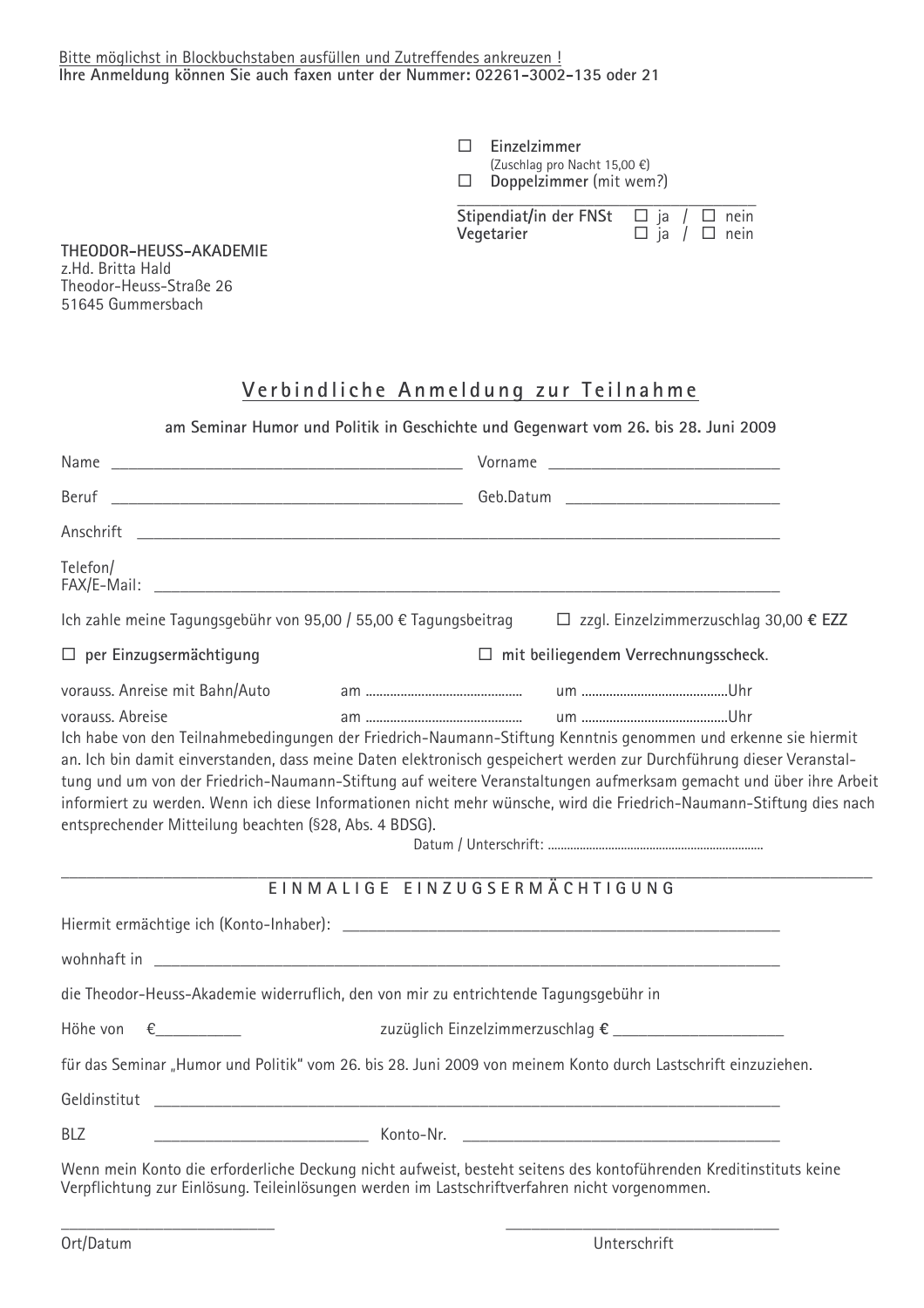Bitte möglichst in Blockbuchstaben ausfüllen und Zutreffendes ankreuzen !
**Ihre Anmeldung können Sie auch faxen unter der Nummer: 02261-3002-135 oder 21**

☐ **Einzelzimmer**
(Zuschlag pro Nacht 15,00 €)
☐ **Doppelzimmer** (mit wem?)

______________________________

**Stipendiat/in der FNSt** ☐ ja / ☐ nein
**Vegetarier** ☐ ja / ☐ nein

**THEODOR-HEUSS-AKADEMIE**
z.Hd. Britta Hald
Theodor-Heuss-Straße 26
51645 Gummersbach

## Verbindliche Anmeldung zur Teilnahme

**am Seminar Humor und Politik in Geschichte und Gegenwart vom 26. bis 28. Juni 2009**

Name ______________________________ Vorname ______________________________

Beruf ______________________________ Geb.Datum ______________________________

Anschrift ____________________________________________________________

Telefon/
FAX/E-Mail: ____________________________________________________________

Ich zahle meine Tagungsgebühr von 95,00 / 55,00 € Tagungsbeitrag ☐ zzgl. Einzelzimmerzuschlag 30,00 **€ EZZ**

☐ **per Einzugsermächtigung** ☐ **mit beiliegendem Verrechnungsscheck.**

vorauss. Anreise mit Bahn/Auto am .............................. um ..............................Uhr

vorauss. Abreise am .............................. um ..............................Uhr

Ich habe von den Teilnahmebedingungen der Friedrich-Naumann-Stiftung Kenntnis genommen und erkenne sie hiermit an. Ich bin damit einverstanden, dass meine Daten elektronisch gespeichert werden zur Durchführung dieser Veranstaltung und um von der Friedrich-Naumann-Stiftung auf weitere Veranstaltungen aufmerksam gemacht und über ihre Arbeit informiert zu werden. Wenn ich diese Informationen nicht mehr wünsche, wird die Friedrich-Naumann-Stiftung dies nach entsprechender Mitteilung beachten (§28, Abs. 4 BDSG).

Datum / Unterschrift: ..............................

---

## EINMALIGE EINZUGSERMÄCHTIGUNG

Hiermit ermächtige ich (Konto-Inhaber): ______________________________

wohnhaft in ____________________________________________________________

die Theodor-Heuss-Akademie widerruflich, den von mir zu entrichtende Tagungsgebühr in

Höhe von €__________ zuzüglich Einzelzimmerzuschlag **€** ____________________

für das Seminar „Humor und Politik" vom 26. bis 28. Juni 2009 von meinem Konto durch Lastschrift einzuziehen.

Geldinstitut ____________________________________________________________

BLZ ______________________ Konto-Nr. ______________________________

Wenn mein Konto die erforderliche Deckung nicht aufweist, besteht seitens des kontoführenden Kreditinstituts keine Verpflichtung zur Einlösung. Teileinlösungen werden im Lastschriftverfahren nicht vorgenommen.

______________________ ______________________________

Ort/Datum Unterschrift